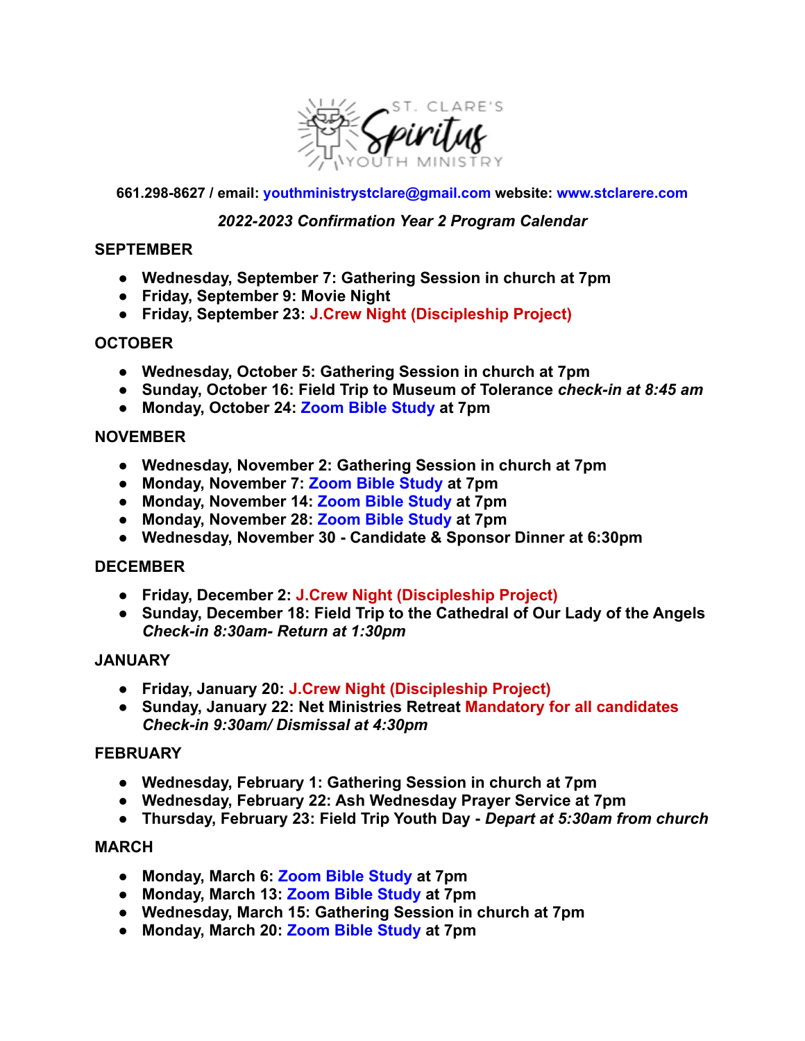ST. CLARE'S **Spiritus** YOUTH MINISTRY

**661.298-8627 / email: youthministrystclare@gmail.com website: www.stclarere.com**

***2022-2023 Confirmation Year 2 Program Calendar***

## SEPTEMBER

- **Wednesday, September 7: Gathering Session in church at 7pm**
- **Friday, September 9: Movie Night**
- **Friday, September 23: J.Crew Night (Discipleship Project)**

## OCTOBER

- **Wednesday, October 5: Gathering Session in church at 7pm**
- **Sunday, October 16: Field Trip to Museum of Tolerance *check-in at 8:45 am***
- **Monday, October 24: Zoom Bible Study at 7pm**

## NOVEMBER

- **Wednesday, November 2: Gathering Session in church at 7pm**
- **Monday, November 7: Zoom Bible Study at 7pm**
- **Monday, November 14: Zoom Bible Study at 7pm**
- **Monday, November 28: Zoom Bible Study at 7pm**
- **Wednesday, November 30 - Candidate & Sponsor Dinner at 6:30pm**

## DECEMBER

- **Friday, December 2: J.Crew Night (Discipleship Project)**
- **Sunday, December 18: Field Trip to the Cathedral of Our Lady of the Angels *Check-in 8:30am- Return at 1:30pm***

## JANUARY

- **Friday, January 20: J.Crew Night (Discipleship Project)**
- **Sunday, January 22: Net Ministries Retreat Mandatory for all candidates *Check-in 9:30am/ Dismissal at 4:30pm***

## FEBRUARY

- **Wednesday, February 1: Gathering Session in church at 7pm**
- **Wednesday, February 22: Ash Wednesday Prayer Service at 7pm**
- **Thursday, February 23: Field Trip Youth Day - *Depart at 5:30am from church***

## MARCH

- **Monday, March 6: Zoom Bible Study at 7pm**
- **Monday, March 13: Zoom Bible Study at 7pm**
- **Wednesday, March 15: Gathering Session in church at 7pm**
- **Monday, March 20: Zoom Bible Study at 7pm**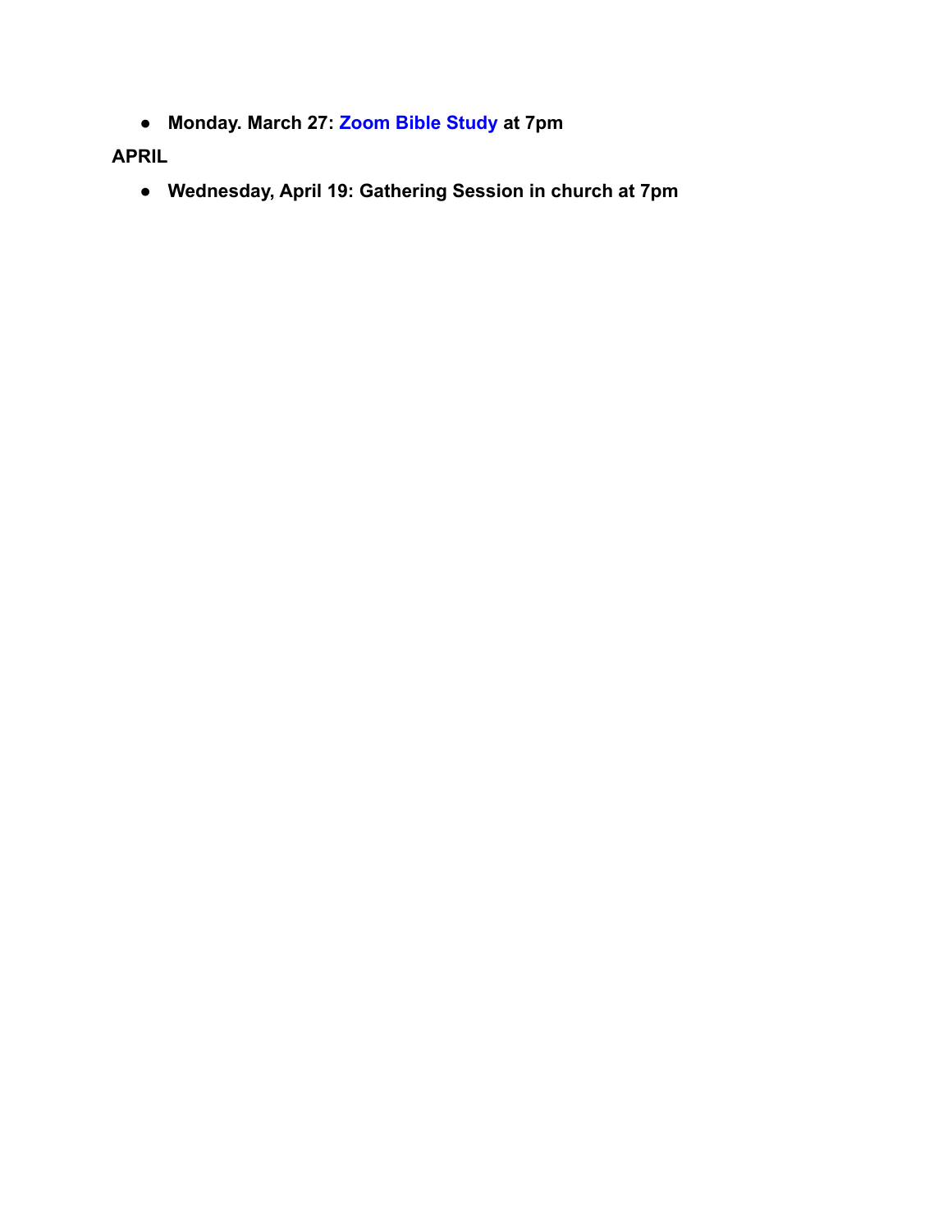- **Monday. March 27: Zoom Bible Study at 7pm**

**APRIL**

- **Wednesday, April 19: Gathering Session in church at 7pm**